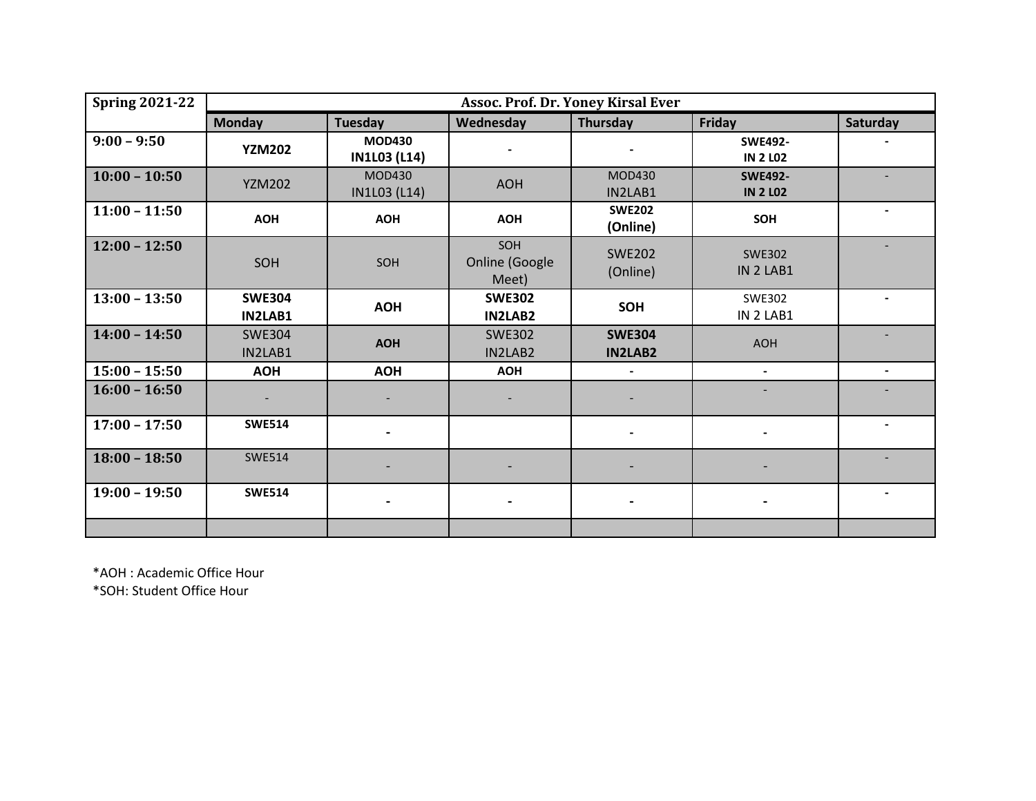| Spring 2021-22 | Assoc. Prof. Dr. Yoney Kirsal Ever | | | | | |
|---|---|---|---|---|---|---|
| | **Monday** | **Tuesday** | **Wednesday** | **Thursday** | **Friday** | **Saturday** |
| **9:00 – 9:50** | **YZM202** | **MOD430 IN1L03 (L14)** | - | - | **SWE492- IN 2 L02** | - |
| **10:00 – 10:50** | YZM202 | MOD430 IN1L03 (L14) | AOH | MOD430 IN2LAB1 | **SWE492- IN 2 L02** | - |
| **11:00 – 11:50** | **AOH** | **AOH** | **AOH** | **SWE202 (Online)** | **SOH** | - |
| **12:00 – 12:50** | SOH | SOH | SOH Online (Google Meet) | SWE202 (Online) | SWE302 IN 2 LAB1 | - |
| **13:00 – 13:50** | **SWE304 IN2LAB1** | **AOH** | **SWE302 IN2LAB2** | **SOH** | SWE302 IN 2 LAB1 | - |
| **14:00 – 14:50** | SWE304 IN2LAB1 | **AOH** | SWE302 IN2LAB2 | **SWE304 IN2LAB2** | AOH | - |
| **15:00 – 15:50** | **AOH** | **AOH** | **AOH** | - | - | - |
| **16:00 – 16:50** | - | - | - | - | - | - |
| **17:00 – 17:50** | **SWE514** | - | | - | - | - |
| **18:00 – 18:50** | SWE514 | - | - | - | - | - |
| **19:00 – 19:50** | **SWE514** | - | - | - | - | - |
| | | | | | | |

*AOH : Academic Office Hour
*SOH: Student Office Hour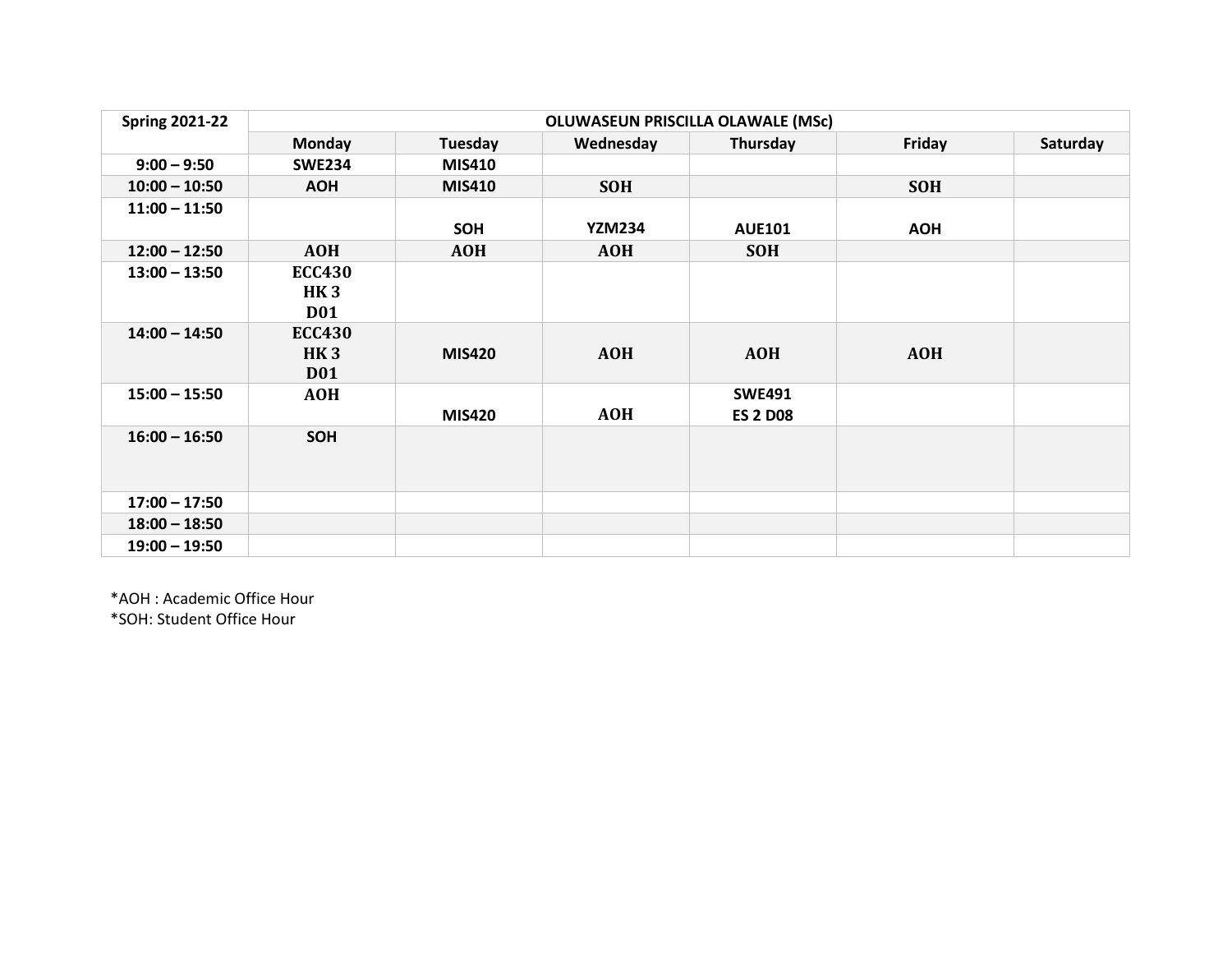| Spring 2021-22 | OLUWASEUN PRISCILLA OLAWALE (MSc) | | | | | |
|---|---|---|---|---|---|---|
| | **Monday** | **Tuesday** | **Wednesday** | **Thursday** | **Friday** | **Saturday** |
| **9:00 – 9:50** | **SWE234** | **MIS410** | | | | |
| **10:00 – 10:50** | **AOH** | **MIS410** | **SOH** | | **SOH** | |
| **11:00 – 11:50** | | **SOH** | **YZM234** | **AUE101** | **AOH** | |
| **12:00 – 12:50** | **AOH** | **AOH** | **AOH** | **SOH** | | |
| **13:00 – 13:50** | **ECC430 HK 3 D01** | | | | | |
| **14:00 – 14:50** | **ECC430 HK 3 D01** | **MIS420** | **AOH** | **AOH** | **AOH** | |
| **15:00 – 15:50** | **AOH** | **MIS420** | **AOH** | **SWE491 ES 2 D08** | | |
| **16:00 – 16:50** | **SOH** | | | | | |
| **17:00 – 17:50** | | | | | | |
| **18:00 – 18:50** | | | | | | |
| **19:00 – 19:50** | | | | | | |

*AOH : Academic Office Hour
*SOH: Student Office Hour